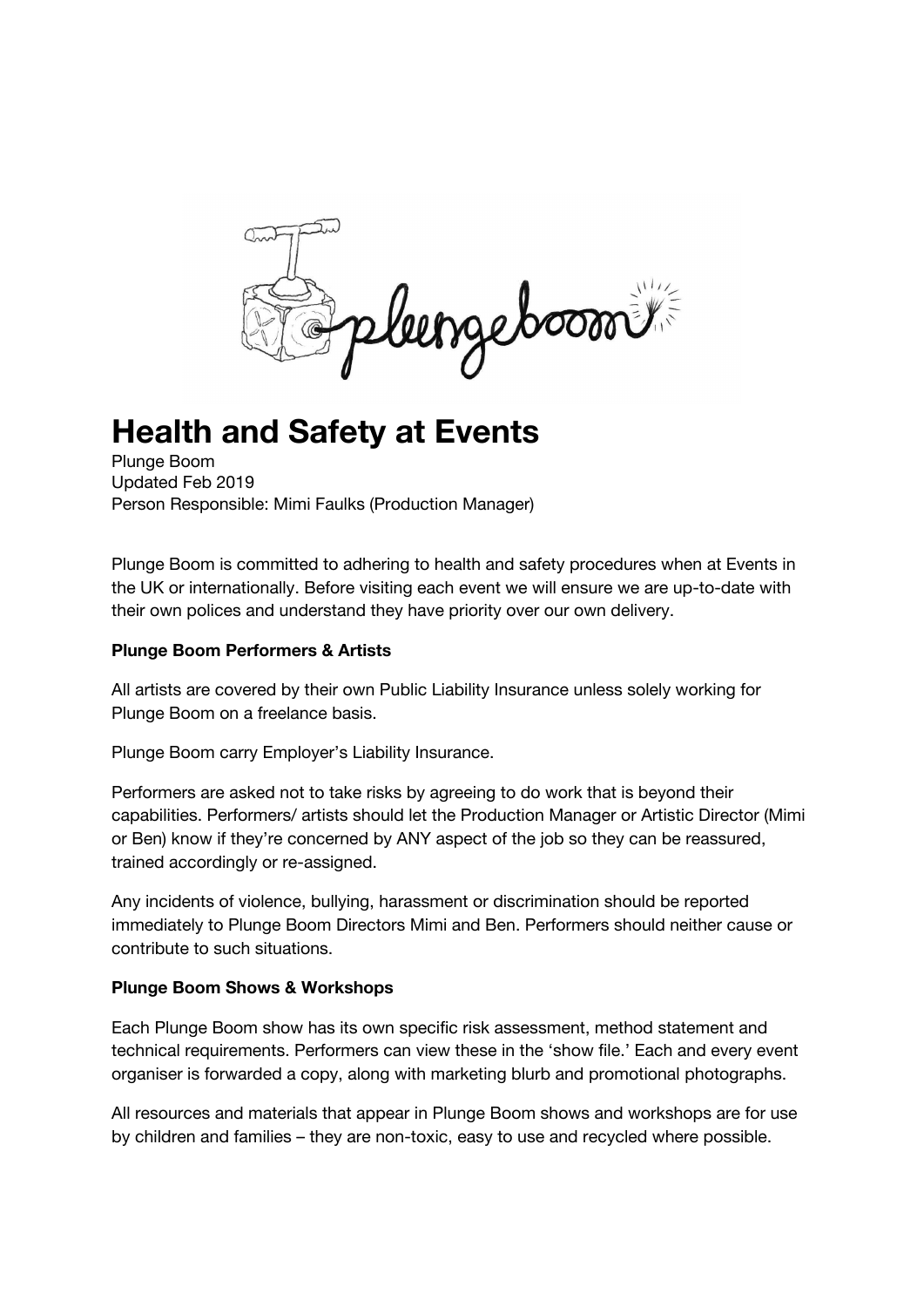# Health and Safety at Events

Plunge Boom
Updated Feb 2019
Person Responsible: Mimi Faulks (Production Manager)

Plunge Boom is committed to adhering to health and safety procedures when at Events in the UK or internationally. Before visiting each event we will ensure we are up-to-date with their own polices and understand they have priority over our own delivery.

**Plunge Boom Performers & Artists**

All artists are covered by their own Public Liability Insurance unless solely working for Plunge Boom on a freelance basis.

Plunge Boom carry Employer's Liability Insurance.

Performers are asked not to take risks by agreeing to do work that is beyond their capabilities. Performers/ artists should let the Production Manager or Artistic Director (Mimi or Ben) know if they're concerned by ANY aspect of the job so they can be reassured, trained accordingly or re-assigned.

Any incidents of violence, bullying, harassment or discrimination should be reported immediately to Plunge Boom Directors Mimi and Ben. Performers should neither cause or contribute to such situations.

**Plunge Boom Shows & Workshops**

Each Plunge Boom show has its own specific risk assessment, method statement and technical requirements. Performers can view these in the 'show file.' Each and every event organiser is forwarded a copy, along with marketing blurb and promotional photographs.

All resources and materials that appear in Plunge Boom shows and workshops are for use by children and families – they are non-toxic, easy to use and recycled where possible.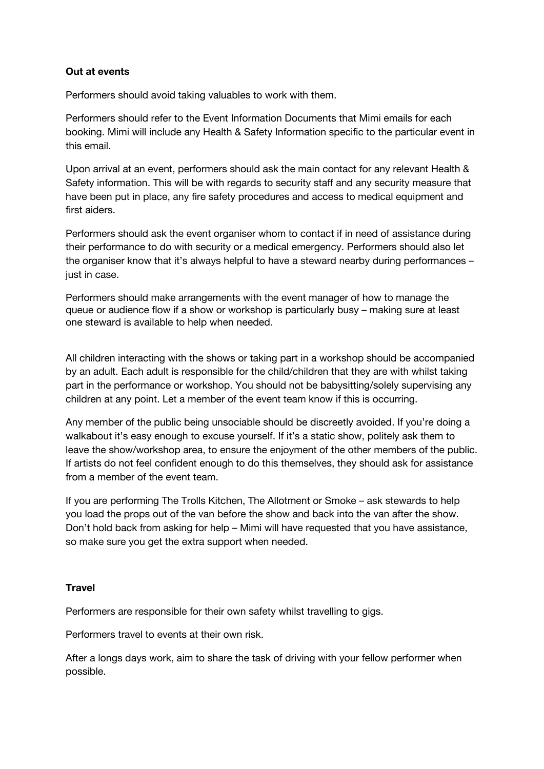**Out at events**

Performers should avoid taking valuables to work with them.

Performers should refer to the Event Information Documents that Mimi emails for each booking. Mimi will include any Health & Safety Information specific to the particular event in this email.

Upon arrival at an event, performers should ask the main contact for any relevant Health & Safety information. This will be with regards to security staff and any security measure that have been put in place, any fire safety procedures and access to medical equipment and first aiders.

Performers should ask the event organiser whom to contact if in need of assistance during their performance to do with security or a medical emergency. Performers should also let the organiser know that it's always helpful to have a steward nearby during performances – just in case.

Performers should make arrangements with the event manager of how to manage the queue or audience flow if a show or workshop is particularly busy – making sure at least one steward is available to help when needed.

All children interacting with the shows or taking part in a workshop should be accompanied by an adult. Each adult is responsible for the child/children that they are with whilst taking part in the performance or workshop. You should not be babysitting/solely supervising any children at any point. Let a member of the event team know if this is occurring.

Any member of the public being unsociable should be discreetly avoided. If you're doing a walkabout it's easy enough to excuse yourself. If it's a static show, politely ask them to leave the show/workshop area, to ensure the enjoyment of the other members of the public. If artists do not feel confident enough to do this themselves, they should ask for assistance from a member of the event team.

If you are performing The Trolls Kitchen, The Allotment or Smoke – ask stewards to help you load the props out of the van before the show and back into the van after the show. Don't hold back from asking for help – Mimi will have requested that you have assistance, so make sure you get the extra support when needed.

**Travel**

Performers are responsible for their own safety whilst travelling to gigs.

Performers travel to events at their own risk.

After a longs days work, aim to share the task of driving with your fellow performer when possible.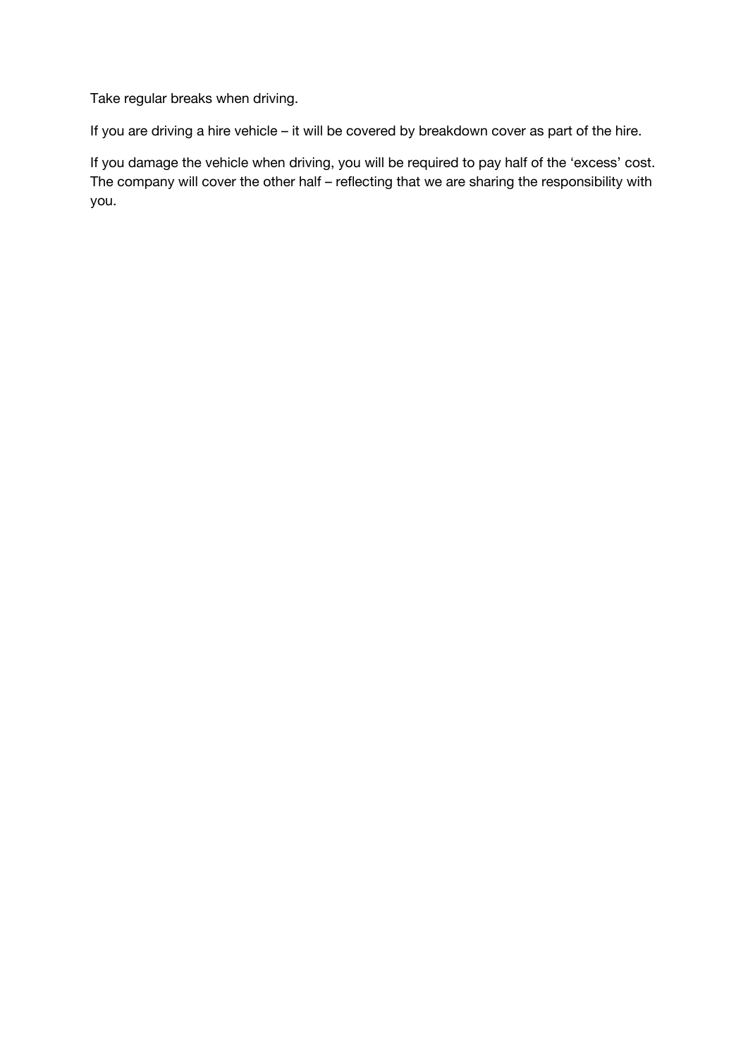Take regular breaks when driving.

If you are driving a hire vehicle – it will be covered by breakdown cover as part of the hire.

If you damage the vehicle when driving, you will be required to pay half of the 'excess' cost. The company will cover the other half – reflecting that we are sharing the responsibility with you.